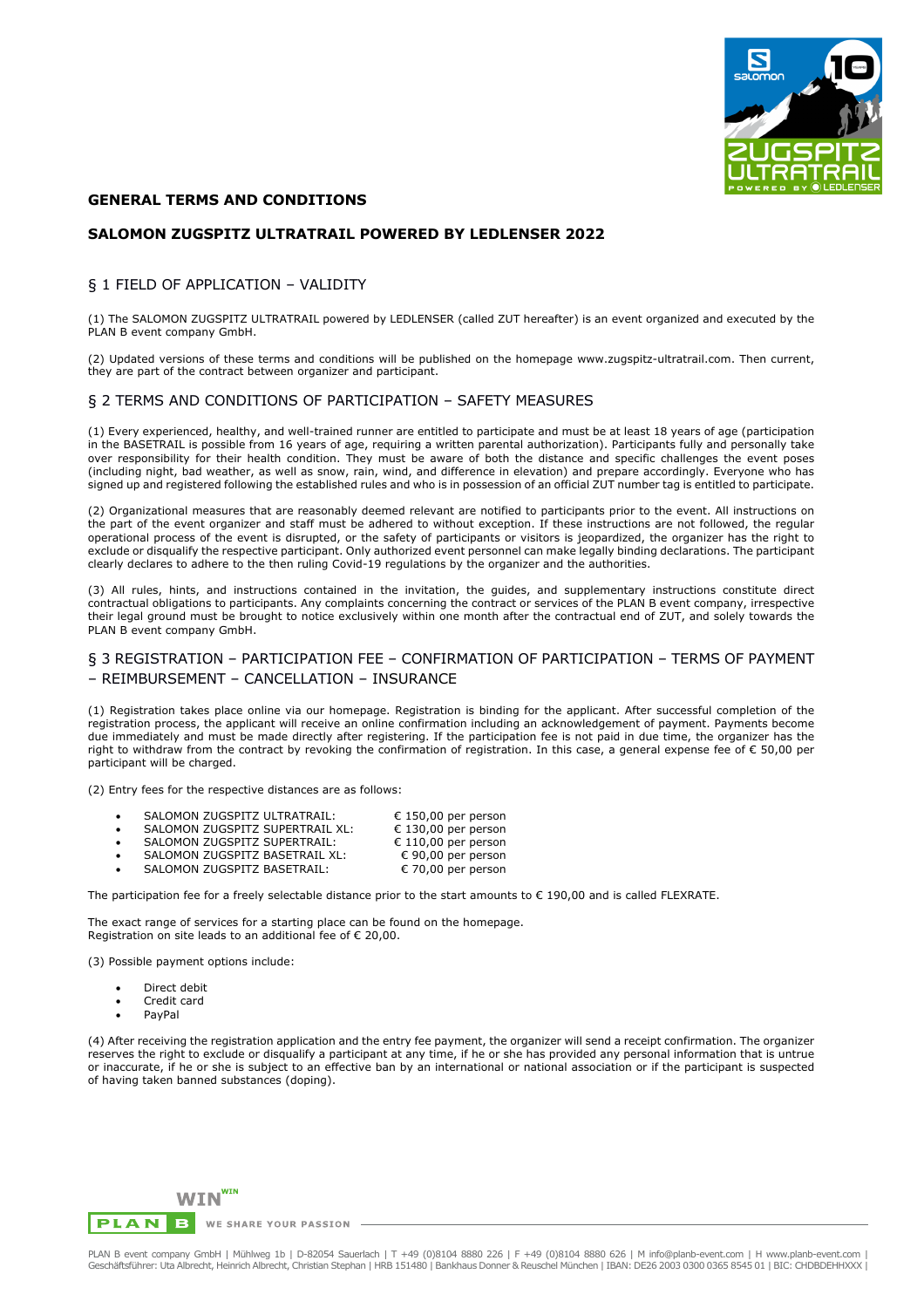# GENERAL TERMS AND CONDITIONS

# SALOMON ZUGSPITZ ULTRATRAIL POWERED BY LEDLENSER 2022

## § 1 FIELD OF APPLICATION – VALIDITY

(1) The SALOMON ZUGSPITZ ULTRATRAIL powered by LEDLENSER (called ZUT hereafter) is an event organized and executed by the PLAN B event company GmbH.

(2) Updated versions of these terms and conditions will be published on the homepage www.zugspitz-ultratrail.com. Then current, they are part of the contract between organizer and participant.

## § 2 TERMS AND CONDITIONS OF PARTICIPATION – SAFETY MEASURES

(1) Every experienced, healthy, and well-trained runner are entitled to participate and must be at least 18 years of age (participation in the BASETRAIL is possible from 16 years of age, requiring a written parental authorization). Participants fully and personally take over responsibility for their health condition. They must be aware of both the distance and specific challenges the event poses (including night, bad weather, as well as snow, rain, wind, and difference in elevation) and prepare accordingly. Everyone who has signed up and registered following the established rules and who is in possession of an official ZUT number tag is entitled to participate.

(2) Organizational measures that are reasonably deemed relevant are notified to participants prior to the event. All instructions on the part of the event organizer and staff must be adhered to without exception. If these instructions are not followed, the regular operational process of the event is disrupted, or the safety of participants or visitors is jeopardized, the organizer has the right to exclude or disqualify the respective participant. Only authorized event personnel can make legally binding declarations. The participant clearly declares to adhere to the then ruling Covid-19 regulations by the organizer and the authorities.

(3) All rules, hints, and instructions contained in the invitation, the guides, and supplementary instructions constitute direct contractual obligations to participants. Any complaints concerning the contract or services of the PLAN B event company, irrespective their legal ground must be brought to notice exclusively within one month after the contractual end of ZUT, and solely towards the PLAN B event company GmbH.

## § 3 REGISTRATION – PARTICIPATION FEE – CONFIRMATION OF PARTICIPATION – TERMS OF PAYMENT – REIMBURSEMENT – CANCELLATION – INSURANCE

(1) Registration takes place online via our homepage. Registration is binding for the applicant. After successful completion of the registration process, the applicant will receive an online confirmation including an acknowledgement of payment. Payments become due immediately and must be made directly after registering. If the participation fee is not paid in due time, the organizer has the right to withdraw from the contract by revoking the confirmation of registration. In this case, a general expense fee of € 50,00 per participant will be charged.

(2) Entry fees for the respective distances are as follows:

- SALOMON ZUGSPITZ ULTRATRAIL: € 150,00 per person
- SALOMON ZUGSPITZ SUPERTRAIL XL: € 130,00 per person
- SALOMON ZUGSPITZ SUPERTRAIL: € 110,00 per person
- SALOMON ZUGSPITZ BASETRAIL XL: € 90,00 per person
- SALOMON ZUGSPITZ BASETRAIL: € 70,00 per person

The participation fee for a freely selectable distance prior to the start amounts to € 190,00 and is called FLEXRATE.

The exact range of services for a starting place can be found on the homepage.
Registration on site leads to an additional fee of € 20,00.

(3) Possible payment options include:

- Direct debit
- Credit card
- PayPal

(4) After receiving the registration application and the entry fee payment, the organizer will send a receipt confirmation. The organizer reserves the right to exclude or disqualify a participant at any time, if he or she has provided any personal information that is untrue or inaccurate, if he or she is subject to an effective ban by an international or national association or if the participant is suspected of having taken banned substances (doping).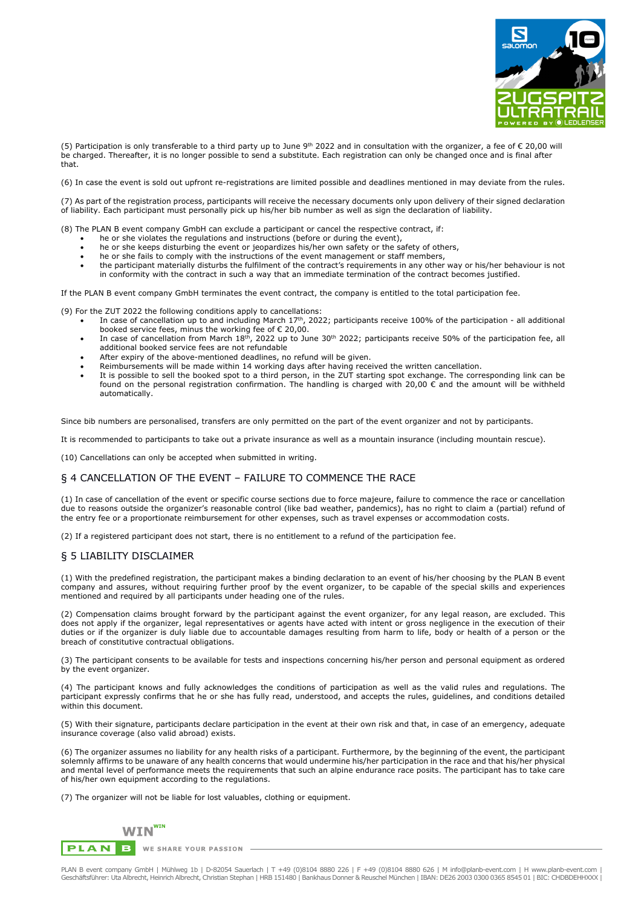(5) Participation is only transferable to a third party up to June 9th 2022 and in consultation with the organizer, a fee of € 20,00 will be charged. Thereafter, it is no longer possible to send a substitute. Each registration can only be changed once and is final after that.

(6) In case the event is sold out upfront re-registrations are limited possible and deadlines mentioned in may deviate from the rules.

(7) As part of the registration process, participants will receive the necessary documents only upon delivery of their signed declaration of liability. Each participant must personally pick up his/her bib number as well as sign the declaration of liability.

(8) The PLAN B event company GmbH can exclude a participant or cancel the respective contract, if:

- he or she violates the regulations and instructions (before or during the event),
- he or she keeps disturbing the event or jeopardizes his/her own safety or the safety of others,
- he or she fails to comply with the instructions of the event management or staff members,
- the participant materially disturbs the fulfilment of the contract's requirements in any other way or his/her behaviour is not in conformity with the contract in such a way that an immediate termination of the contract becomes justified.

If the PLAN B event company GmbH terminates the event contract, the company is entitled to the total participation fee.

(9) For the ZUT 2022 the following conditions apply to cancellations:

- In case of cancellation up to and including March 17th, 2022; participants receive 100% of the participation - all additional booked service fees, minus the working fee of € 20,00.
- In case of cancellation from March 18th, 2022 up to June 30th 2022; participants receive 50% of the participation fee, all additional booked service fees are not refundable
- After expiry of the above-mentioned deadlines, no refund will be given.
- Reimbursements will be made within 14 working days after having received the written cancellation.
- It is possible to sell the booked spot to a third person, in the ZUT starting spot exchange. The corresponding link can be found on the personal registration confirmation. The handling is charged with 20,00 € and the amount will be withheld automatically.

Since bib numbers are personalised, transfers are only permitted on the part of the event organizer and not by participants.

It is recommended to participants to take out a private insurance as well as a mountain insurance (including mountain rescue).

(10) Cancellations can only be accepted when submitted in writing.

## § 4 CANCELLATION OF THE EVENT – FAILURE TO COMMENCE THE RACE

(1) In case of cancellation of the event or specific course sections due to force majeure, failure to commence the race or cancellation due to reasons outside the organizer's reasonable control (like bad weather, pandemics), has no right to claim a (partial) refund of the entry fee or a proportionate reimbursement for other expenses, such as travel expenses or accommodation costs.

(2) If a registered participant does not start, there is no entitlement to a refund of the participation fee.

## § 5 LIABILITY DISCLAIMER

(1) With the predefined registration, the participant makes a binding declaration to an event of his/her choosing by the PLAN B event company and assures, without requiring further proof by the event organizer, to be capable of the special skills and experiences mentioned and required by all participants under heading one of the rules.

(2) Compensation claims brought forward by the participant against the event organizer, for any legal reason, are excluded. This does not apply if the organizer, legal representatives or agents have acted with intent or gross negligence in the execution of their duties or if the organizer is duly liable due to accountable damages resulting from harm to life, body or health of a person or the breach of constitutive contractual obligations.

(3) The participant consents to be available for tests and inspections concerning his/her person and personal equipment as ordered by the event organizer.

(4) The participant knows and fully acknowledges the conditions of participation as well as the valid rules and regulations. The participant expressly confirms that he or she has fully read, understood, and accepts the rules, guidelines, and conditions detailed within this document.

(5) With their signature, participants declare participation in the event at their own risk and that, in case of an emergency, adequate insurance coverage (also valid abroad) exists.

(6) The organizer assumes no liability for any health risks of a participant. Furthermore, by the beginning of the event, the participant solemnly affirms to be unaware of any health concerns that would undermine his/her participation in the race and that his/her physical and mental level of performance meets the requirements that such an alpine endurance race posits. The participant has to take care of his/her own equipment according to the regulations.

(7) The organizer will not be liable for lost valuables, clothing or equipment.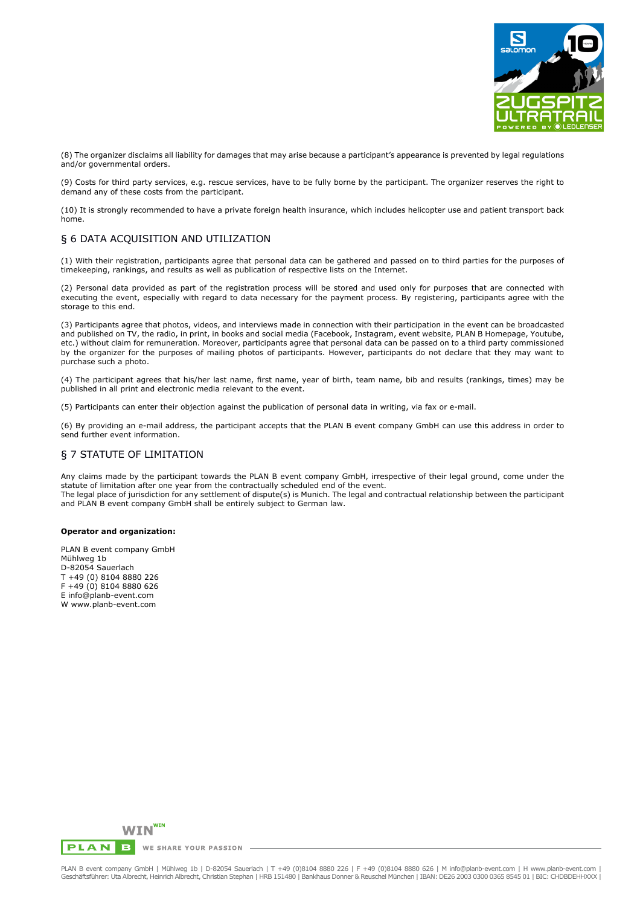(8) The organizer disclaims all liability for damages that may arise because a participant's appearance is prevented by legal regulations and/or governmental orders.

(9) Costs for third party services, e.g. rescue services, have to be fully borne by the participant. The organizer reserves the right to demand any of these costs from the participant.

(10) It is strongly recommended to have a private foreign health insurance, which includes helicopter use and patient transport back home.

## § 6 DATA ACQUISITION AND UTILIZATION

(1) With their registration, participants agree that personal data can be gathered and passed on to third parties for the purposes of timekeeping, rankings, and results as well as publication of respective lists on the Internet.

(2) Personal data provided as part of the registration process will be stored and used only for purposes that are connected with executing the event, especially with regard to data necessary for the payment process. By registering, participants agree with the storage to this end.

(3) Participants agree that photos, videos, and interviews made in connection with their participation in the event can be broadcasted and published on TV, the radio, in print, in books and social media (Facebook, Instagram, event website, PLAN B Homepage, Youtube, etc.) without claim for remuneration. Moreover, participants agree that personal data can be passed on to a third party commissioned by the organizer for the purposes of mailing photos of participants. However, participants do not declare that they may want to purchase such a photo.

(4) The participant agrees that his/her last name, first name, year of birth, team name, bib and results (rankings, times) may be published in all print and electronic media relevant to the event.

(5) Participants can enter their objection against the publication of personal data in writing, via fax or e-mail.

(6) By providing an e-mail address, the participant accepts that the PLAN B event company GmbH can use this address in order to send further event information.

## § 7 STATUTE OF LIMITATION

Any claims made by the participant towards the PLAN B event company GmbH, irrespective of their legal ground, come under the statute of limitation after one year from the contractually scheduled end of the event.
The legal place of jurisdiction for any settlement of dispute(s) is Munich. The legal and contractual relationship between the participant and PLAN B event company GmbH shall be entirely subject to German law.

**Operator and organization:**

PLAN B event company GmbH
Mühlweg 1b
D-82054 Sauerlach
T +49 (0) 8104 8880 226
F +49 (0) 8104 8880 626
E info@planb-event.com
W www.planb-event.com